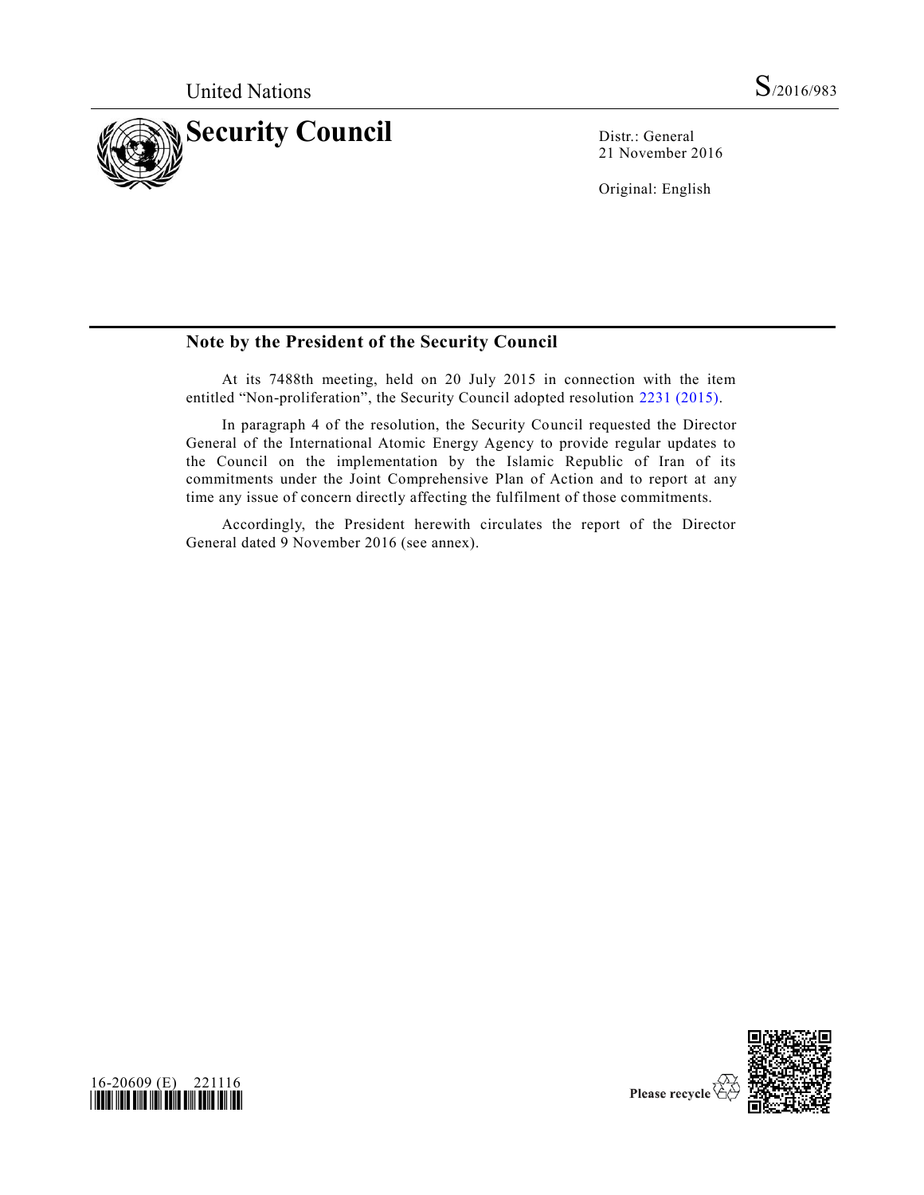United Nations S/2016/983

# Security Council

Distr.: General
21 November 2016

Original: English

## Note by the President of the Security Council

At its 7488th meeting, held on 20 July 2015 in connection with the item entitled "Non-proliferation", the Security Council adopted resolution 2231 (2015).

In paragraph 4 of the resolution, the Security Council requested the Director General of the International Atomic Energy Agency to provide regular updates to the Council on the implementation by the Islamic Republic of Iran of its commitments under the Joint Comprehensive Plan of Action and to report at any time any issue of concern directly affecting the fulfilment of those commitments.

Accordingly, the President herewith circulates the report of the Director General dated 9 November 2016 (see annex).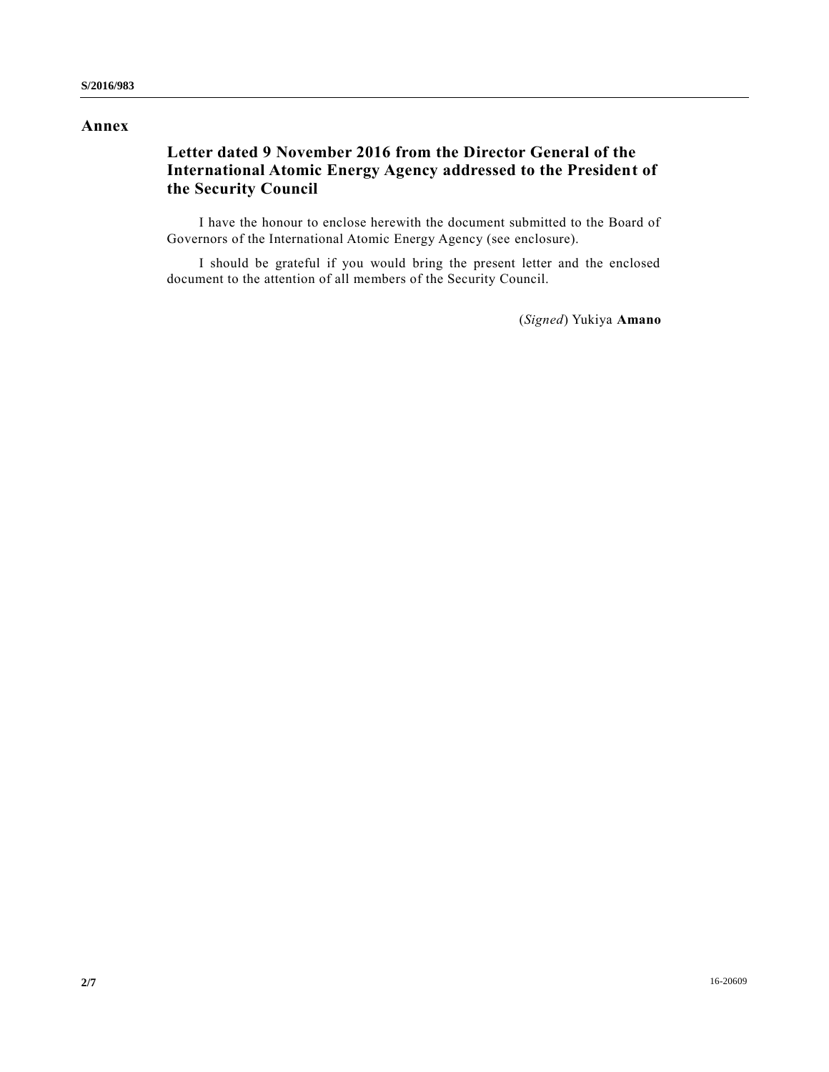# Annex

## Letter dated 9 November 2016 from the Director General of the International Atomic Energy Agency addressed to the President of the Security Council

I have the honour to enclose herewith the document submitted to the Board of Governors of the International Atomic Energy Agency (see enclosure).

I should be grateful if you would bring the present letter and the enclosed document to the attention of all members of the Security Council.

(*Signed*) Yukiya **Amano**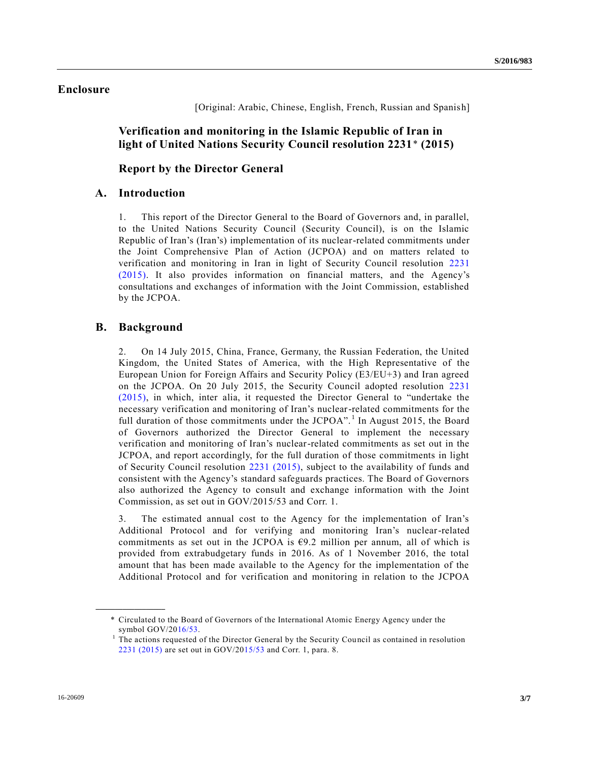## Enclosure

[Original: Arabic, Chinese, English, French, Russian and Spanish]

# Verification and monitoring in the Islamic Republic of Iran in light of United Nations Security Council resolution 2231* (2015)

## Report by the Director General

### A. Introduction

1. This report of the Director General to the Board of Governors and, in parallel, to the United Nations Security Council (Security Council), is on the Islamic Republic of Iran's (Iran's) implementation of its nuclear-related commitments under the Joint Comprehensive Plan of Action (JCPOA) and on matters related to verification and monitoring in Iran in light of Security Council resolution 2231 (2015). It also provides information on financial matters, and the Agency's consultations and exchanges of information with the Joint Commission, established by the JCPOA.

### B. Background

2. On 14 July 2015, China, France, Germany, the Russian Federation, the United Kingdom, the United States of America, with the High Representative of the European Union for Foreign Affairs and Security Policy (E3/EU+3) and Iran agreed on the JCPOA. On 20 July 2015, the Security Council adopted resolution 2231 (2015), in which, inter alia, it requested the Director General to "undertake the necessary verification and monitoring of Iran's nuclear-related commitments for the full duration of those commitments under the JCPOA".[1] In August 2015, the Board of Governors authorized the Director General to implement the necessary verification and monitoring of Iran's nuclear-related commitments as set out in the JCPOA, and report accordingly, for the full duration of those commitments in light of Security Council resolution 2231 (2015), subject to the availability of funds and consistent with the Agency's standard safeguards practices. The Board of Governors also authorized the Agency to consult and exchange information with the Joint Commission, as set out in GOV/2015/53 and Corr. 1.

3. The estimated annual cost to the Agency for the implementation of Iran's Additional Protocol and for verifying and monitoring Iran's nuclear-related commitments as set out in the JCPOA is €9.2 million per annum, all of which is provided from extrabudgetary funds in 2016. As of 1 November 2016, the total amount that has been made available to the Agency for the implementation of the Additional Protocol and for verification and monitoring in relation to the JCPOA

---

\* Circulated to the Board of Governors of the International Atomic Energy Agency under the symbol GOV/2016/53.

[1] The actions requested of the Director General by the Security Council as contained in resolution 2231 (2015) are set out in GOV/2015/53 and Corr. 1, para. 8.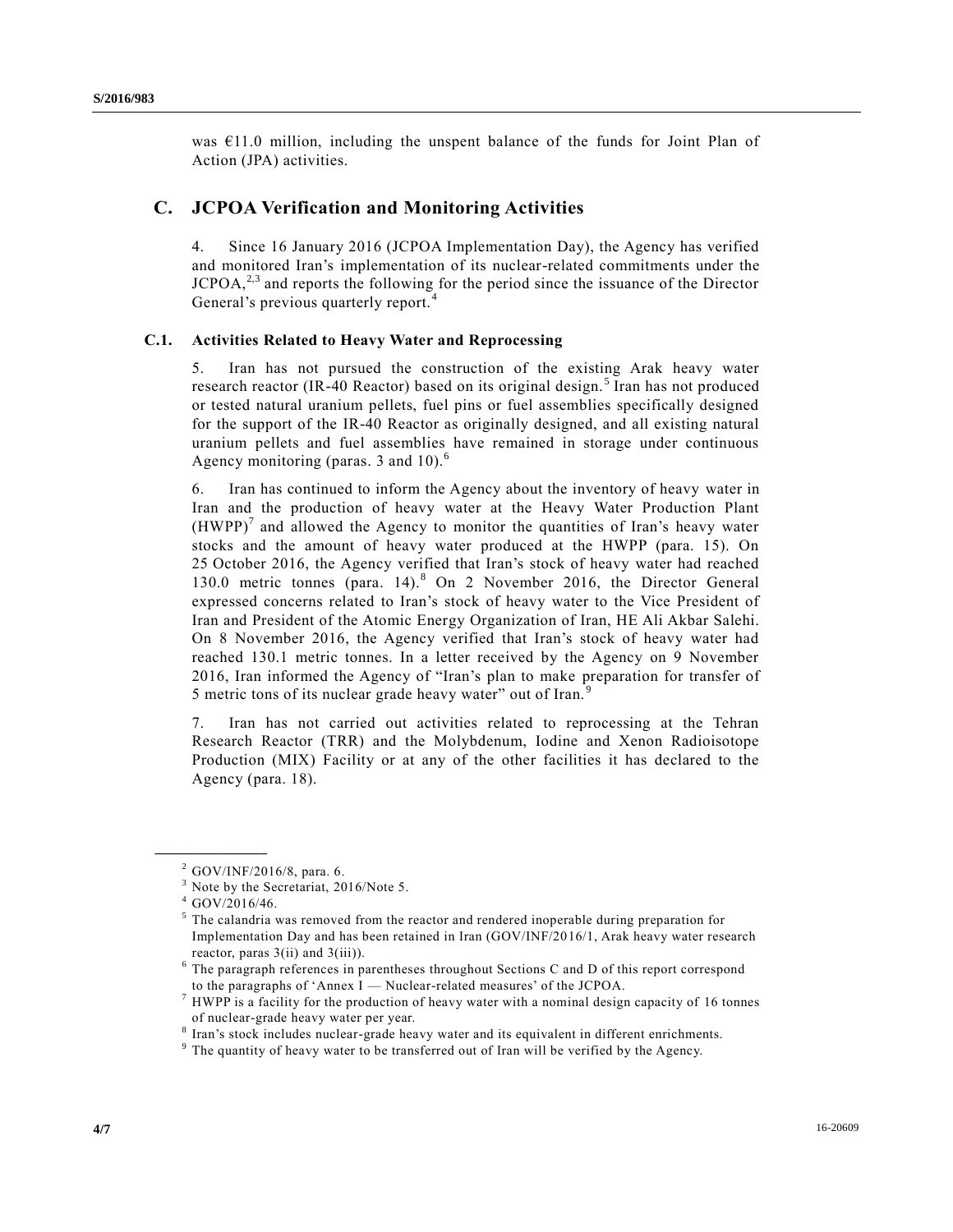was €11.0 million, including the unspent balance of the funds for Joint Plan of Action (JPA) activities.

## C. JCPOA Verification and Monitoring Activities

4. Since 16 January 2016 (JCPOA Implementation Day), the Agency has verified and monitored Iran's implementation of its nuclear-related commitments under the JCPOA,[2,3] and reports the following for the period since the issuance of the Director General's previous quarterly report.[4]

### C.1. Activities Related to Heavy Water and Reprocessing

5. Iran has not pursued the construction of the existing Arak heavy water research reactor (IR-40 Reactor) based on its original design.[5] Iran has not produced or tested natural uranium pellets, fuel pins or fuel assemblies specifically designed for the support of the IR-40 Reactor as originally designed, and all existing natural uranium pellets and fuel assemblies have remained in storage under continuous Agency monitoring (paras. 3 and 10).[6]

6. Iran has continued to inform the Agency about the inventory of heavy water in Iran and the production of heavy water at the Heavy Water Production Plant (HWPP)[7] and allowed the Agency to monitor the quantities of Iran's heavy water stocks and the amount of heavy water produced at the HWPP (para. 15). On 25 October 2016, the Agency verified that Iran's stock of heavy water had reached 130.0 metric tonnes (para. 14).[8] On 2 November 2016, the Director General expressed concerns related to Iran's stock of heavy water to the Vice President of Iran and President of the Atomic Energy Organization of Iran, HE Ali Akbar Salehi. On 8 November 2016, the Agency verified that Iran's stock of heavy water had reached 130.1 metric tonnes. In a letter received by the Agency on 9 November 2016, Iran informed the Agency of "Iran's plan to make preparation for transfer of 5 metric tons of its nuclear grade heavy water" out of Iran.[9]

7. Iran has not carried out activities related to reprocessing at the Tehran Research Reactor (TRR) and the Molybdenum, Iodine and Xenon Radioisotope Production (MIX) Facility or at any of the other facilities it has declared to the Agency (para. 18).

---

[2] GOV/INF/2016/8, para. 6.

[3] Note by the Secretariat, 2016/Note 5.

[4] GOV/2016/46.

[5] The calandria was removed from the reactor and rendered inoperable during preparation for Implementation Day and has been retained in Iran (GOV/INF/2016/1, Arak heavy water research reactor, paras 3(ii) and 3(iii)).

[6] The paragraph references in parentheses throughout Sections C and D of this report correspond to the paragraphs of 'Annex I — Nuclear-related measures' of the JCPOA.

[7] HWPP is a facility for the production of heavy water with a nominal design capacity of 16 tonnes of nuclear-grade heavy water per year.

[8] Iran's stock includes nuclear-grade heavy water and its equivalent in different enrichments.

[9] The quantity of heavy water to be transferred out of Iran will be verified by the Agency.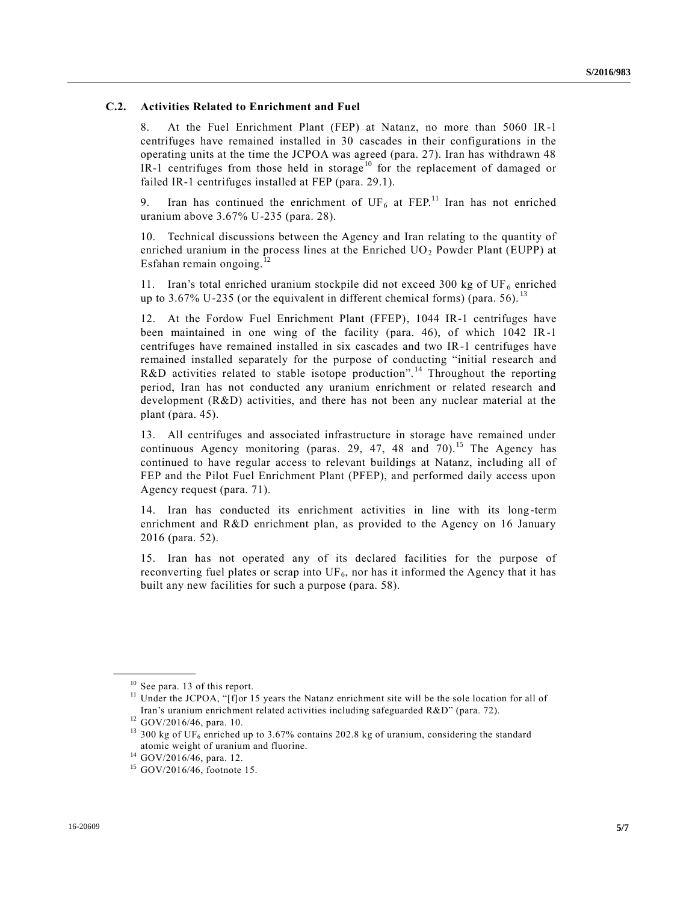### C.2. Activities Related to Enrichment and Fuel

8. At the Fuel Enrichment Plant (FEP) at Natanz, no more than 5060 IR-1 centrifuges have remained installed in 30 cascades in their configurations in the operating units at the time the JCPOA was agreed (para. 27). Iran has withdrawn 48 IR-1 centrifuges from those held in storage[10] for the replacement of damaged or failed IR-1 centrifuges installed at FEP (para. 29.1).

9. Iran has continued the enrichment of $UF_6$ at FEP.[11] Iran has not enriched uranium above 3.67% U-235 (para. 28).

10. Technical discussions between the Agency and Iran relating to the quantity of enriched uranium in the process lines at the Enriched $UO_2$ Powder Plant (EUPP) at Esfahan remain ongoing.[12]

11. Iran's total enriched uranium stockpile did not exceed 300 kg of $UF_6$ enriched up to 3.67% U-235 (or the equivalent in different chemical forms) (para. 56).[13]

12. At the Fordow Fuel Enrichment Plant (FFEP), 1044 IR-1 centrifuges have been maintained in one wing of the facility (para. 46), of which 1042 IR-1 centrifuges have remained installed in six cascades and two IR-1 centrifuges have remained installed separately for the purpose of conducting "initial research and R&D activities related to stable isotope production".[14] Throughout the reporting period, Iran has not conducted any uranium enrichment or related research and development (R&D) activities, and there has not been any nuclear material at the plant (para. 45).

13. All centrifuges and associated infrastructure in storage have remained under continuous Agency monitoring (paras. 29, 47, 48 and 70).[15] The Agency has continued to have regular access to relevant buildings at Natanz, including all of FEP and the Pilot Fuel Enrichment Plant (PFEP), and performed daily access upon Agency request (para. 71).

14. Iran has conducted its enrichment activities in line with its long-term enrichment and R&D enrichment plan, as provided to the Agency on 16 January 2016 (para. 52).

15. Iran has not operated any of its declared facilities for the purpose of reconverting fuel plates or scrap into $UF_6$, nor has it informed the Agency that it has built any new facilities for such a purpose (para. 58).

---

[10] See para. 13 of this report.

[11] Under the JCPOA, "[f]or 15 years the Natanz enrichment site will be the sole location for all of Iran's uranium enrichment related activities including safeguarded R&D" (para. 72).

[12] GOV/2016/46, para. 10.

[13] 300 kg of $UF_6$ enriched up to 3.67% contains 202.8 kg of uranium, considering the standard atomic weight of uranium and fluorine.

[14] GOV/2016/46, para. 12.

[15] GOV/2016/46, footnote 15.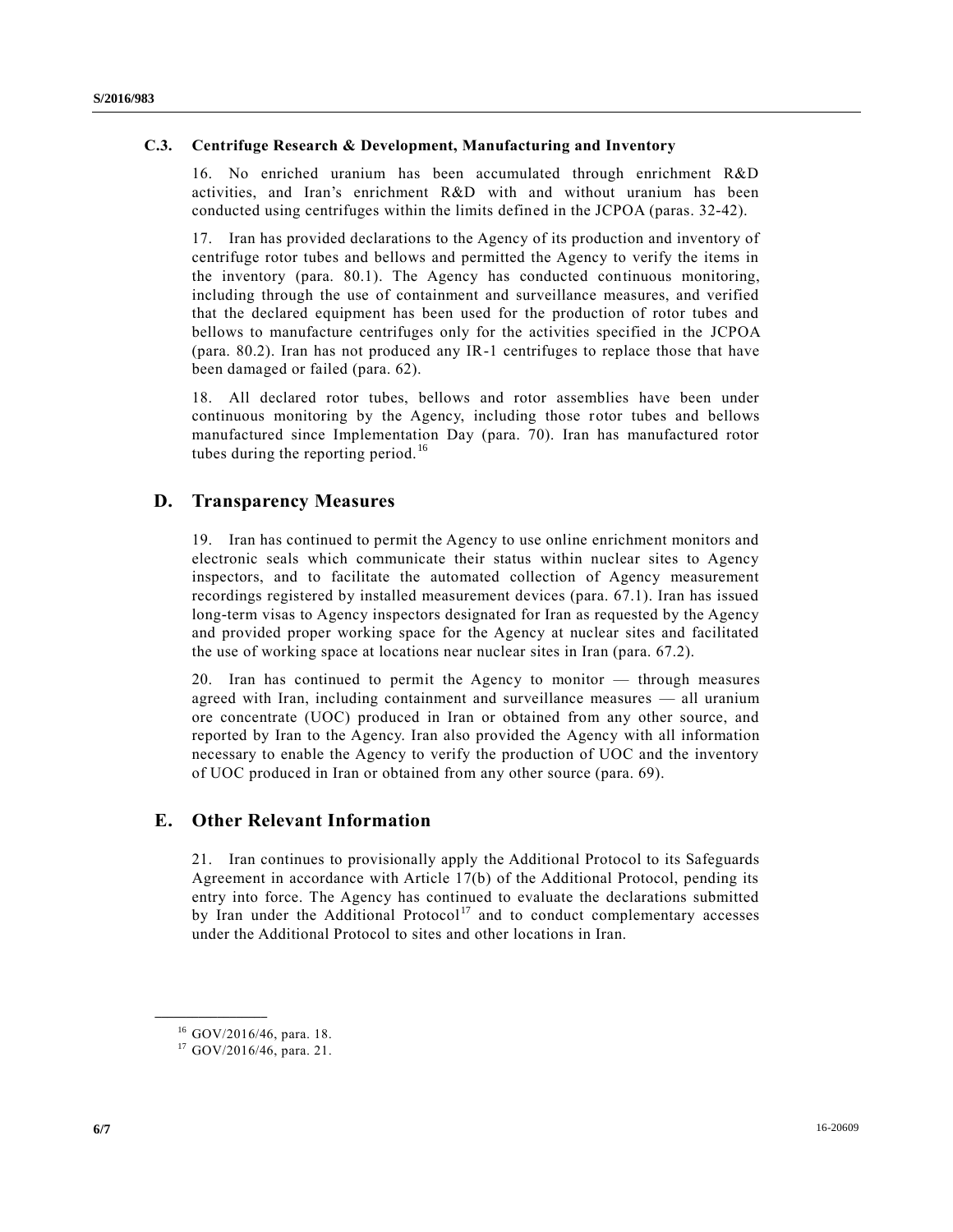### C.3. Centrifuge Research & Development, Manufacturing and Inventory

16. No enriched uranium has been accumulated through enrichment R&D activities, and Iran's enrichment R&D with and without uranium has been conducted using centrifuges within the limits defined in the JCPOA (paras. 32-42).

17. Iran has provided declarations to the Agency of its production and inventory of centrifuge rotor tubes and bellows and permitted the Agency to verify the items in the inventory (para. 80.1). The Agency has conducted continuous monitoring, including through the use of containment and surveillance measures, and verified that the declared equipment has been used for the production of rotor tubes and bellows to manufacture centrifuges only for the activities specified in the JCPOA (para. 80.2). Iran has not produced any IR-1 centrifuges to replace those that have been damaged or failed (para. 62).

18. All declared rotor tubes, bellows and rotor assemblies have been under continuous monitoring by the Agency, including those rotor tubes and bellows manufactured since Implementation Day (para. 70). Iran has manufactured rotor tubes during the reporting period.[16]

## D. Transparency Measures

19. Iran has continued to permit the Agency to use online enrichment monitors and electronic seals which communicate their status within nuclear sites to Agency inspectors, and to facilitate the automated collection of Agency measurement recordings registered by installed measurement devices (para. 67.1). Iran has issued long-term visas to Agency inspectors designated for Iran as requested by the Agency and provided proper working space for the Agency at nuclear sites and facilitated the use of working space at locations near nuclear sites in Iran (para. 67.2).

20. Iran has continued to permit the Agency to monitor — through measures agreed with Iran, including containment and surveillance measures — all uranium ore concentrate (UOC) produced in Iran or obtained from any other source, and reported by Iran to the Agency. Iran also provided the Agency with all information necessary to enable the Agency to verify the production of UOC and the inventory of UOC produced in Iran or obtained from any other source (para. 69).

## E. Other Relevant Information

21. Iran continues to provisionally apply the Additional Protocol to its Safeguards Agreement in accordance with Article 17(b) of the Additional Protocol, pending its entry into force. The Agency has continued to evaluate the declarations submitted by Iran under the Additional Protocol[17] and to conduct complementary accesses under the Additional Protocol to sites and other locations in Iran.

---

[16] GOV/2016/46, para. 18.

[17] GOV/2016/46, para. 21.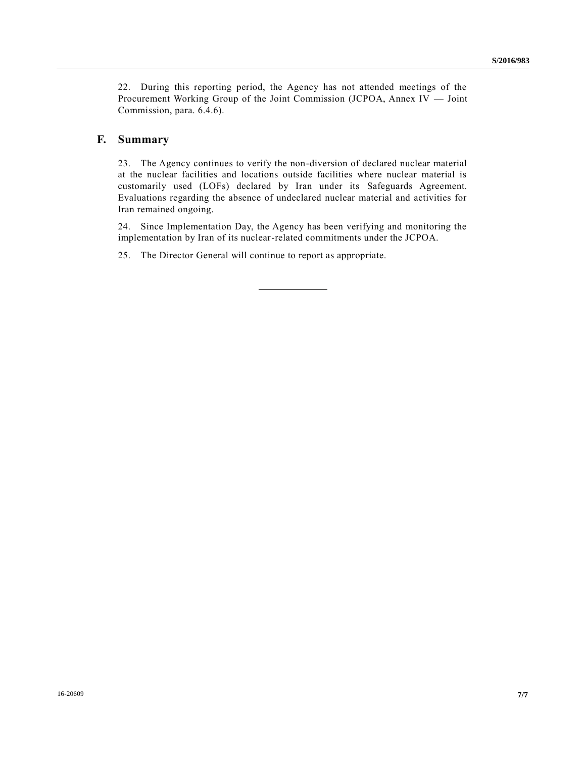22. During this reporting period, the Agency has not attended meetings of the Procurement Working Group of the Joint Commission (JCPOA, Annex IV — Joint Commission, para. 6.4.6).

## F. Summary

23. The Agency continues to verify the non-diversion of declared nuclear material at the nuclear facilities and locations outside facilities where nuclear material is customarily used (LOFs) declared by Iran under its Safeguards Agreement. Evaluations regarding the absence of undeclared nuclear material and activities for Iran remained ongoing.

24. Since Implementation Day, the Agency has been verifying and monitoring the implementation by Iran of its nuclear-related commitments under the JCPOA.

25. The Director General will continue to report as appropriate.